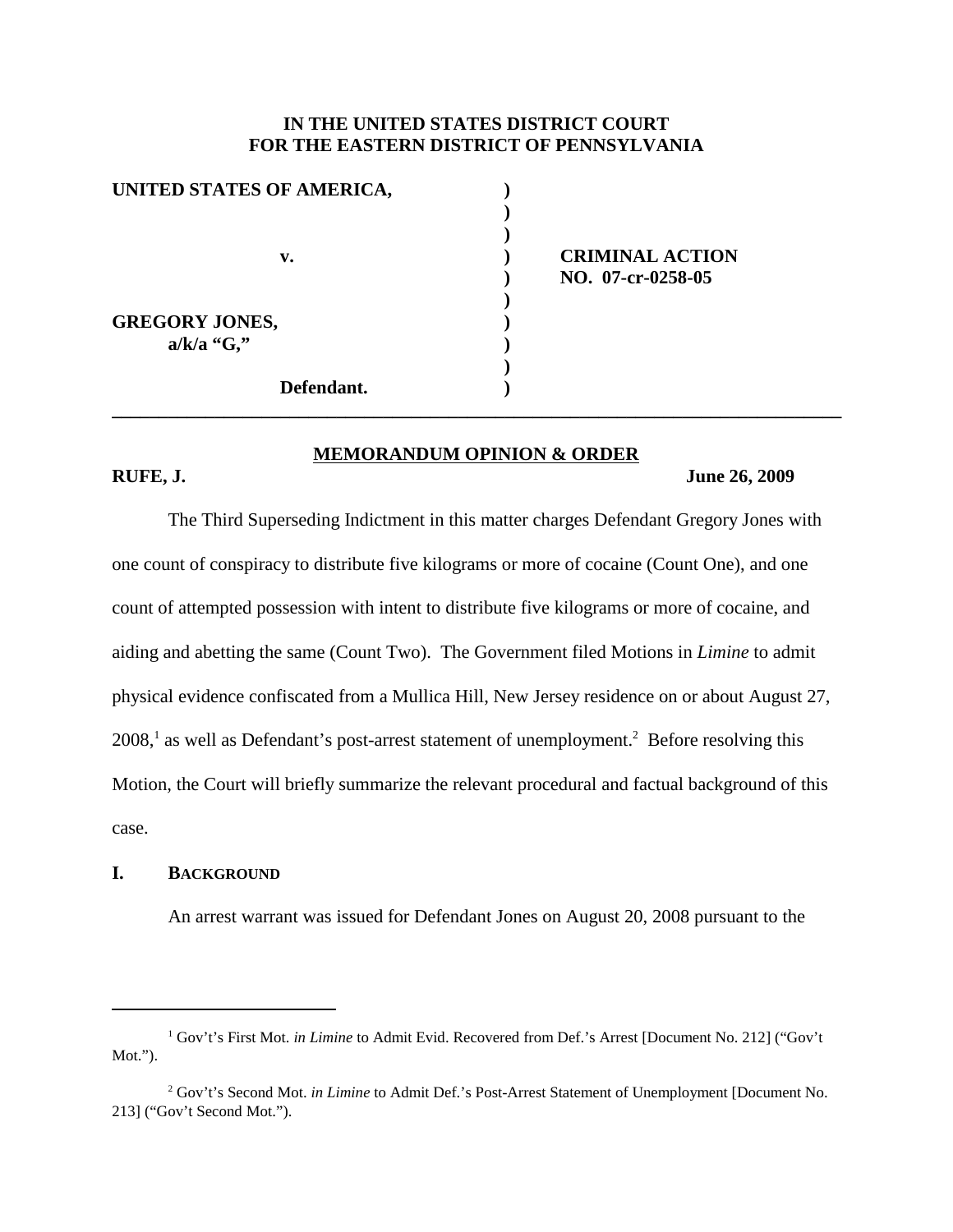**IN THE UNITED STATES DISTRICT COURT**
**FOR THE EASTERN DISTRICT OF PENNSYLVANIA**

| | | |
|---|---|---|
| **UNITED STATES OF AMERICA,** | ) | |
| | ) | |
| | ) | |
| **v.** | ) | **CRIMINAL ACTION** |
| | ) | **NO. 07-cr-0258-05** |
| | ) | |
| **GREGORY JONES,** | ) | |
| **a/k/a "G,"** | ) | |
| | ) | |
| **Defendant.** | ) | |

---

**MEMORANDUM OPINION & ORDER**

**RUFE, J.** **June 26, 2009**

The Third Superseding Indictment in this matter charges Defendant Gregory Jones with one count of conspiracy to distribute five kilograms or more of cocaine (Count One), and one count of attempted possession with intent to distribute five kilograms or more of cocaine, and aiding and abetting the same (Count Two). The Government filed Motions in *Limine* to admit physical evidence confiscated from a Mullica Hill, New Jersey residence on or about August 27, 2008,[1] as well as Defendant's post-arrest statement of unemployment.[2] Before resolving this Motion, the Court will briefly summarize the relevant procedural and factual background of this case.

## I. BACKGROUND

An arrest warrant was issued for Defendant Jones on August 20, 2008 pursuant to the

---

[1] Gov't's First Mot. *in Limine* to Admit Evid. Recovered from Def.'s Arrest [Document No. 212] ("Gov't Mot.").

[2] Gov't's Second Mot. *in Limine* to Admit Def.'s Post-Arrest Statement of Unemployment [Document No. 213] ("Gov't Second Mot.").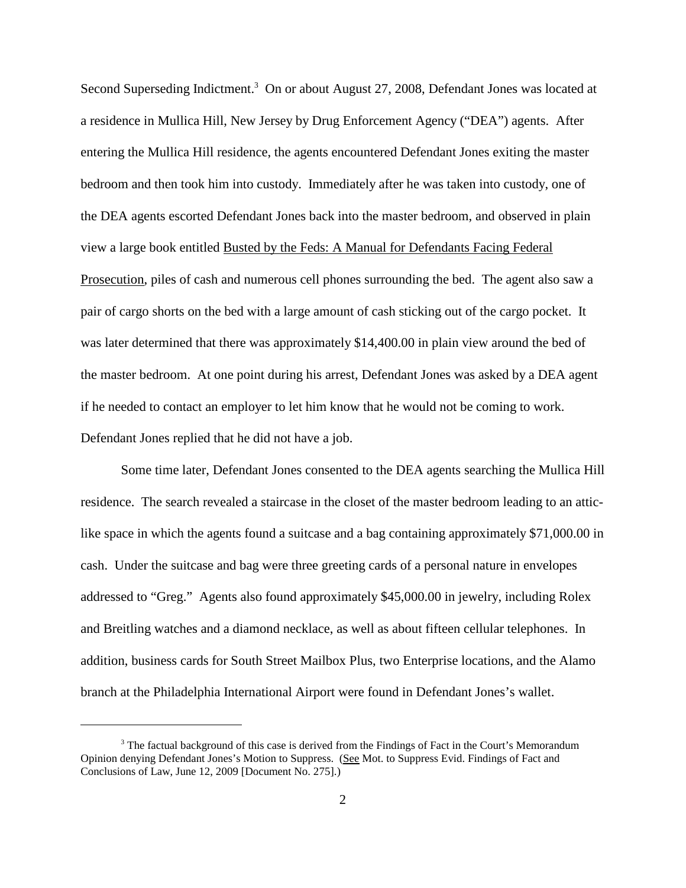Second Superseding Indictment.[3] On or about August 27, 2008, Defendant Jones was located at a residence in Mullica Hill, New Jersey by Drug Enforcement Agency ("DEA") agents. After entering the Mullica Hill residence, the agents encountered Defendant Jones exiting the master bedroom and then took him into custody. Immediately after he was taken into custody, one of the DEA agents escorted Defendant Jones back into the master bedroom, and observed in plain view a large book entitled Busted by the Feds: A Manual for Defendants Facing Federal Prosecution, piles of cash and numerous cell phones surrounding the bed. The agent also saw a pair of cargo shorts on the bed with a large amount of cash sticking out of the cargo pocket. It was later determined that there was approximately $14,400.00 in plain view around the bed of the master bedroom. At one point during his arrest, Defendant Jones was asked by a DEA agent if he needed to contact an employer to let him know that he would not be coming to work. Defendant Jones replied that he did not have a job.

Some time later, Defendant Jones consented to the DEA agents searching the Mullica Hill residence. The search revealed a staircase in the closet of the master bedroom leading to an attic-like space in which the agents found a suitcase and a bag containing approximately $71,000.00 in cash. Under the suitcase and bag were three greeting cards of a personal nature in envelopes addressed to "Greg." Agents also found approximately $45,000.00 in jewelry, including Rolex and Breitling watches and a diamond necklace, as well as about fifteen cellular telephones. In addition, business cards for South Street Mailbox Plus, two Enterprise locations, and the Alamo branch at the Philadelphia International Airport were found in Defendant Jones's wallet.

[3] The factual background of this case is derived from the Findings of Fact in the Court's Memorandum Opinion denying Defendant Jones's Motion to Suppress. (See Mot. to Suppress Evid. Findings of Fact and Conclusions of Law, June 12, 2009 [Document No. 275].)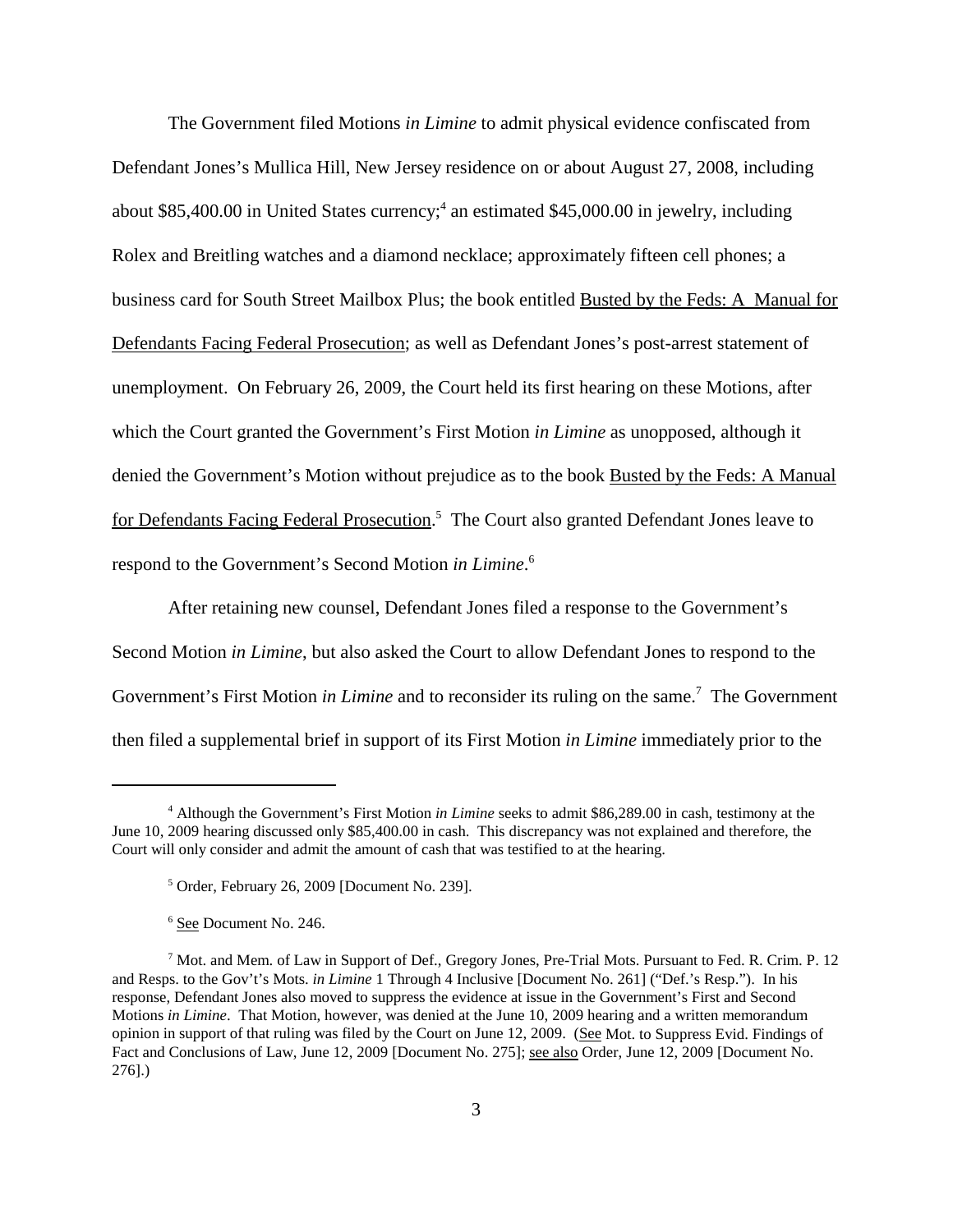The Government filed Motions *in Limine* to admit physical evidence confiscated from Defendant Jones's Mullica Hill, New Jersey residence on or about August 27, 2008, including about $85,400.00 in United States currency;[4] an estimated $45,000.00 in jewelry, including Rolex and Breitling watches and a diamond necklace; approximately fifteen cell phones; a business card for South Street Mailbox Plus; the book entitled Busted by the Feds: A Manual for Defendants Facing Federal Prosecution; as well as Defendant Jones's post-arrest statement of unemployment. On February 26, 2009, the Court held its first hearing on these Motions, after which the Court granted the Government's First Motion *in Limine* as unopposed, although it denied the Government's Motion without prejudice as to the book Busted by the Feds: A Manual for Defendants Facing Federal Prosecution.[5] The Court also granted Defendant Jones leave to respond to the Government's Second Motion *in Limine*.[6]

After retaining new counsel, Defendant Jones filed a response to the Government's Second Motion *in Limine*, but also asked the Court to allow Defendant Jones to respond to the Government's First Motion *in Limine* and to reconsider its ruling on the same.[7] The Government then filed a supplemental brief in support of its First Motion *in Limine* immediately prior to the

---

[4] Although the Government's First Motion *in Limine* seeks to admit $86,289.00 in cash, testimony at the June 10, 2009 hearing discussed only $85,400.00 in cash. This discrepancy was not explained and therefore, the Court will only consider and admit the amount of cash that was testified to at the hearing.

[5] Order, February 26, 2009 [Document No. 239].

[6] See Document No. 246.

[7] Mot. and Mem. of Law in Support of Def., Gregory Jones, Pre-Trial Mots. Pursuant to Fed. R. Crim. P. 12 and Resps. to the Gov't's Mots. *in Limine* 1 Through 4 Inclusive [Document No. 261] ("Def.'s Resp."). In his response, Defendant Jones also moved to suppress the evidence at issue in the Government's First and Second Motions *in Limine*. That Motion, however, was denied at the June 10, 2009 hearing and a written memorandum opinion in support of that ruling was filed by the Court on June 12, 2009. (See Mot. to Suppress Evid. Findings of Fact and Conclusions of Law, June 12, 2009 [Document No. 275]; see also Order, June 12, 2009 [Document No. 276].)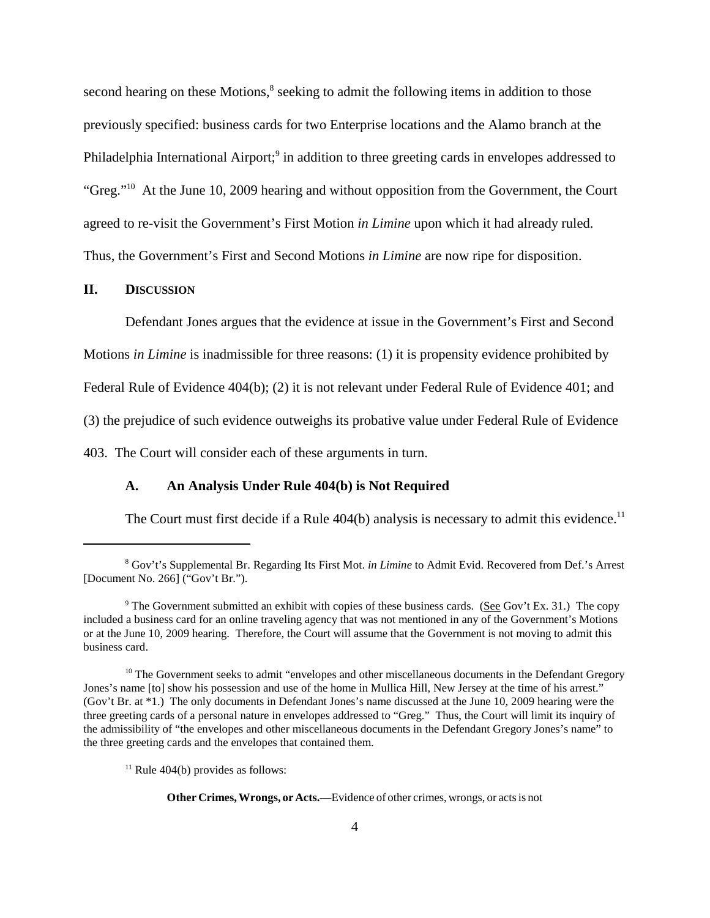second hearing on these Motions,[8] seeking to admit the following items in addition to those previously specified: business cards for two Enterprise locations and the Alamo branch at the Philadelphia International Airport;[9] in addition to three greeting cards in envelopes addressed to "Greg."[10] At the June 10, 2009 hearing and without opposition from the Government, the Court agreed to re-visit the Government's First Motion *in Limine* upon which it had already ruled. Thus, the Government's First and Second Motions *in Limine* are now ripe for disposition.

## II. DISCUSSION

Defendant Jones argues that the evidence at issue in the Government's First and Second Motions *in Limine* is inadmissible for three reasons: (1) it is propensity evidence prohibited by Federal Rule of Evidence 404(b); (2) it is not relevant under Federal Rule of Evidence 401; and (3) the prejudice of such evidence outweighs its probative value under Federal Rule of Evidence 403. The Court will consider each of these arguments in turn.

### A. An Analysis Under Rule 404(b) is Not Required

The Court must first decide if a Rule 404(b) analysis is necessary to admit this evidence.[11]

---

[8] Gov't's Supplemental Br. Regarding Its First Mot. *in Limine* to Admit Evid. Recovered from Def.'s Arrest [Document No. 266] ("Gov't Br.").

[9] The Government submitted an exhibit with copies of these business cards. (See Gov't Ex. 31.) The copy included a business card for an online traveling agency that was not mentioned in any of the Government's Motions or at the June 10, 2009 hearing. Therefore, the Court will assume that the Government is not moving to admit this business card.

[10] The Government seeks to admit "envelopes and other miscellaneous documents in the Defendant Gregory Jones's name [to] show his possession and use of the home in Mullica Hill, New Jersey at the time of his arrest." (Gov't Br. at *1.) The only documents in Defendant Jones's name discussed at the June 10, 2009 hearing were the three greeting cards of a personal nature in envelopes addressed to "Greg." Thus, the Court will limit its inquiry of the admissibility of "the envelopes and other miscellaneous documents in the Defendant Gregory Jones's name" to the three greeting cards and the envelopes that contained them.

[11] Rule 404(b) provides as follows:

**Other Crimes, Wrongs, or Acts.**—Evidence of other crimes, wrongs, or acts is not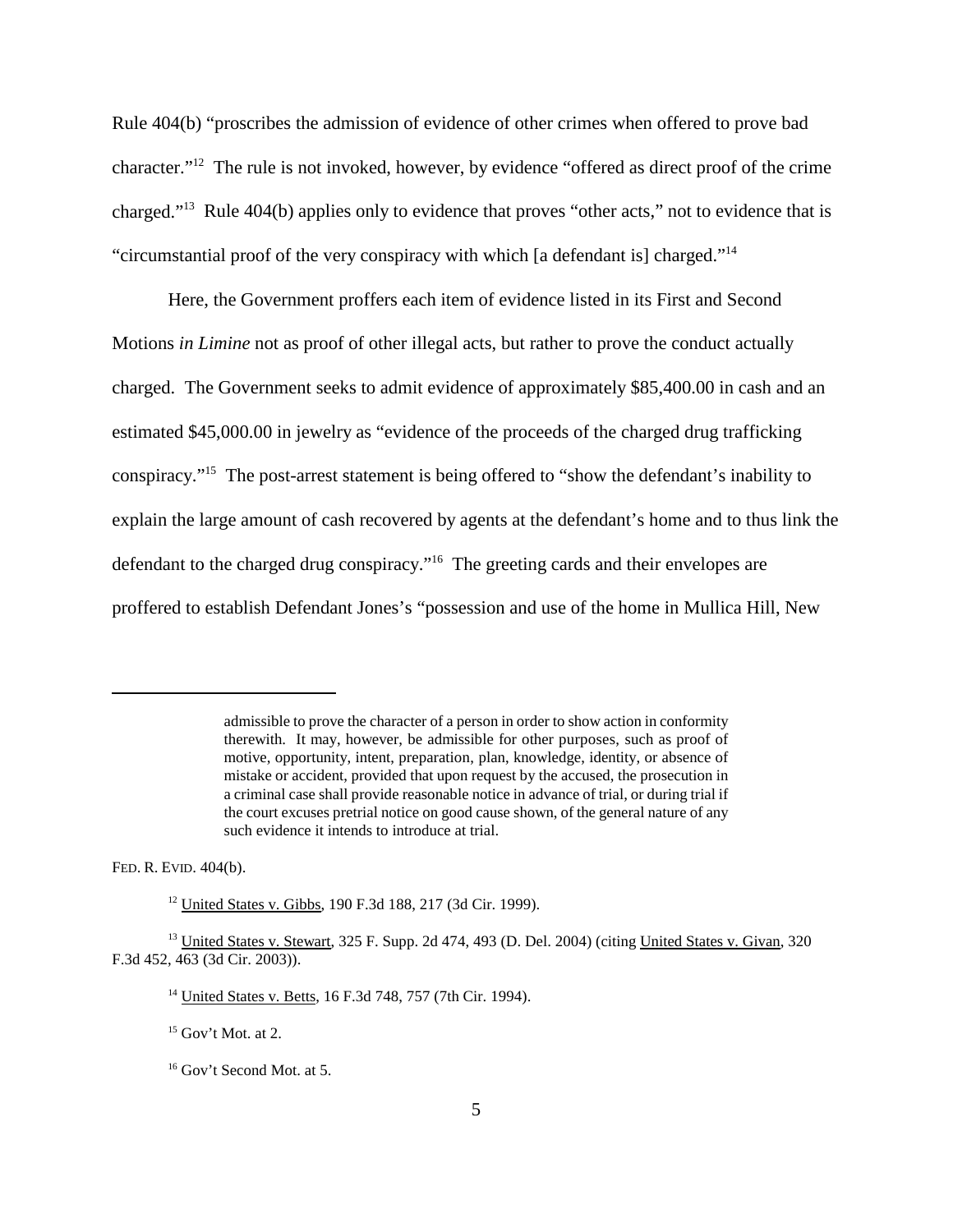Rule 404(b) "proscribes the admission of evidence of other crimes when offered to prove bad character."[12] The rule is not invoked, however, by evidence "offered as direct proof of the crime charged."[13] Rule 404(b) applies only to evidence that proves "other acts," not to evidence that is "circumstantial proof of the very conspiracy with which [a defendant is] charged."[14]

Here, the Government proffers each item of evidence listed in its First and Second Motions *in Limine* not as proof of other illegal acts, but rather to prove the conduct actually charged. The Government seeks to admit evidence of approximately $85,400.00 in cash and an estimated $45,000.00 in jewelry as "evidence of the proceeds of the charged drug trafficking conspiracy."[15] The post-arrest statement is being offered to "show the defendant's inability to explain the large amount of cash recovered by agents at the defendant's home and to thus link the defendant to the charged drug conspiracy."[16] The greeting cards and their envelopes are proffered to establish Defendant Jones's "possession and use of the home in Mullica Hill, New

---

> admissible to prove the character of a person in order to show action in conformity therewith. It may, however, be admissible for other purposes, such as proof of motive, opportunity, intent, preparation, plan, knowledge, identity, or absence of mistake or accident, provided that upon request by the accused, the prosecution in a criminal case shall provide reasonable notice in advance of trial, or during trial if the court excuses pretrial notice on good cause shown, of the general nature of any such evidence it intends to introduce at trial.

FED. R. EVID. 404(b).

[12] United States v. Gibbs, 190 F.3d 188, 217 (3d Cir. 1999).

[13] United States v. Stewart, 325 F. Supp. 2d 474, 493 (D. Del. 2004) (citing United States v. Givan, 320 F.3d 452, 463 (3d Cir. 2003)).

[14] United States v. Betts, 16 F.3d 748, 757 (7th Cir. 1994).

[15] Gov't Mot. at 2.

[16] Gov't Second Mot. at 5.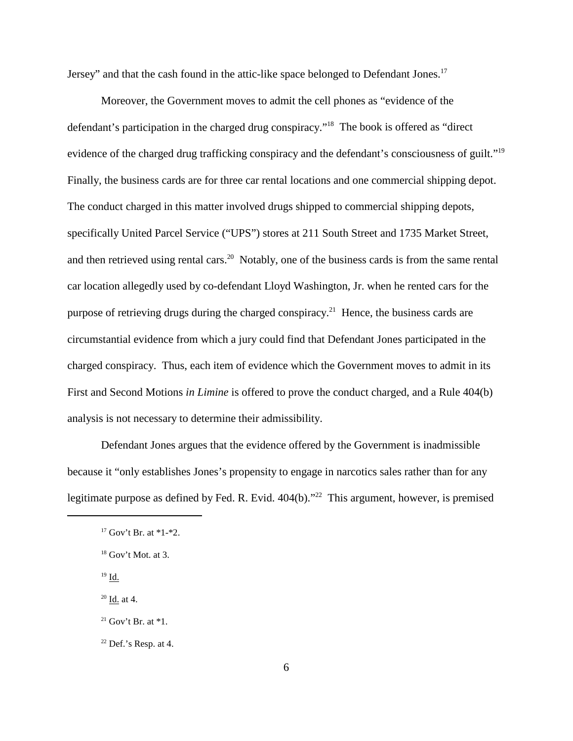Jersey" and that the cash found in the attic-like space belonged to Defendant Jones.[17]

Moreover, the Government moves to admit the cell phones as "evidence of the defendant's participation in the charged drug conspiracy."[18] The book is offered as "direct evidence of the charged drug trafficking conspiracy and the defendant's consciousness of guilt."[19] Finally, the business cards are for three car rental locations and one commercial shipping depot. The conduct charged in this matter involved drugs shipped to commercial shipping depots, specifically United Parcel Service ("UPS") stores at 211 South Street and 1735 Market Street, and then retrieved using rental cars.[20] Notably, one of the business cards is from the same rental car location allegedly used by co-defendant Lloyd Washington, Jr. when he rented cars for the purpose of retrieving drugs during the charged conspiracy.[21] Hence, the business cards are circumstantial evidence from which a jury could find that Defendant Jones participated in the charged conspiracy. Thus, each item of evidence which the Government moves to admit in its First and Second Motions *in Limine* is offered to prove the conduct charged, and a Rule 404(b) analysis is not necessary to determine their admissibility.

Defendant Jones argues that the evidence offered by the Government is inadmissible because it "only establishes Jones's propensity to engage in narcotics sales rather than for any legitimate purpose as defined by Fed. R. Evid. 404(b)."[22] This argument, however, is premised

---

[17] Gov't Br. at *1-*2.

[18] Gov't Mot. at 3.

[19] Id.

[20] Id. at 4.

[21] Gov't Br. at *1.

[22] Def.'s Resp. at 4.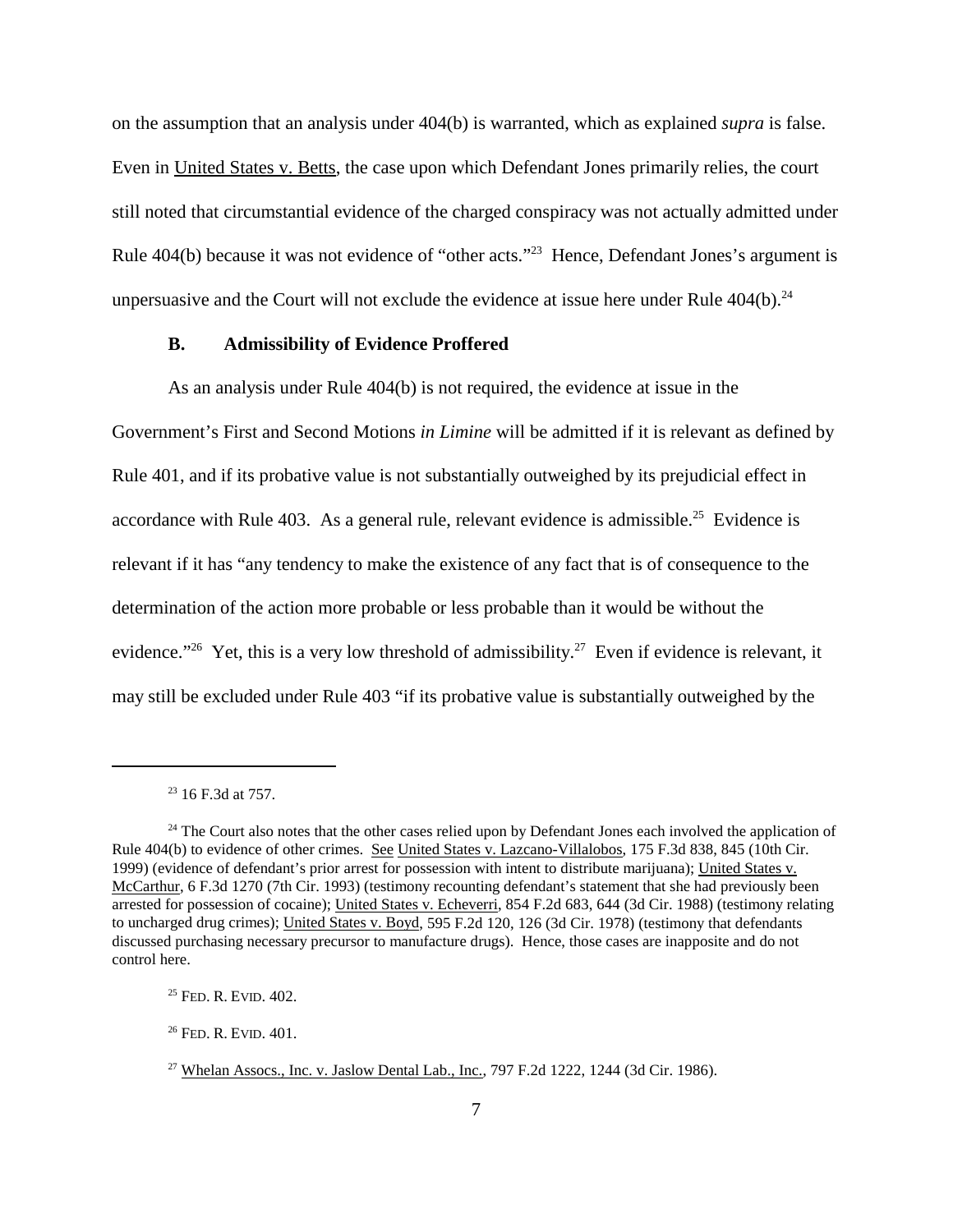on the assumption that an analysis under 404(b) is warranted, which as explained *supra* is false. Even in United States v. Betts, the case upon which Defendant Jones primarily relies, the court still noted that circumstantial evidence of the charged conspiracy was not actually admitted under Rule 404(b) because it was not evidence of "other acts."[23] Hence, Defendant Jones's argument is unpersuasive and the Court will not exclude the evidence at issue here under Rule 404(b).[24]

### B. Admissibility of Evidence Proffered

As an analysis under Rule 404(b) is not required, the evidence at issue in the Government's First and Second Motions *in Limine* will be admitted if it is relevant as defined by Rule 401, and if its probative value is not substantially outweighed by its prejudicial effect in accordance with Rule 403. As a general rule, relevant evidence is admissible.[25] Evidence is relevant if it has "any tendency to make the existence of any fact that is of consequence to the determination of the action more probable or less probable than it would be without the evidence."[26] Yet, this is a very low threshold of admissibility.[27] Even if evidence is relevant, it may still be excluded under Rule 403 "if its probative value is substantially outweighed by the

---

[23] 16 F.3d at 757.

[24] The Court also notes that the other cases relied upon by Defendant Jones each involved the application of Rule 404(b) to evidence of other crimes. See United States v. Lazcano-Villalobos, 175 F.3d 838, 845 (10th Cir. 1999) (evidence of defendant's prior arrest for possession with intent to distribute marijuana); United States v. McCarthur, 6 F.3d 1270 (7th Cir. 1993) (testimony recounting defendant's statement that she had previously been arrested for possession of cocaine); United States v. Echeverri, 854 F.2d 683, 644 (3d Cir. 1988) (testimony relating to uncharged drug crimes); United States v. Boyd, 595 F.2d 120, 126 (3d Cir. 1978) (testimony that defendants discussed purchasing necessary precursor to manufacture drugs). Hence, those cases are inapposite and do not control here.

[25] FED. R. EVID. 402.

[26] FED. R. EVID. 401.

[27] Whelan Assocs., Inc. v. Jaslow Dental Lab., Inc., 797 F.2d 1222, 1244 (3d Cir. 1986).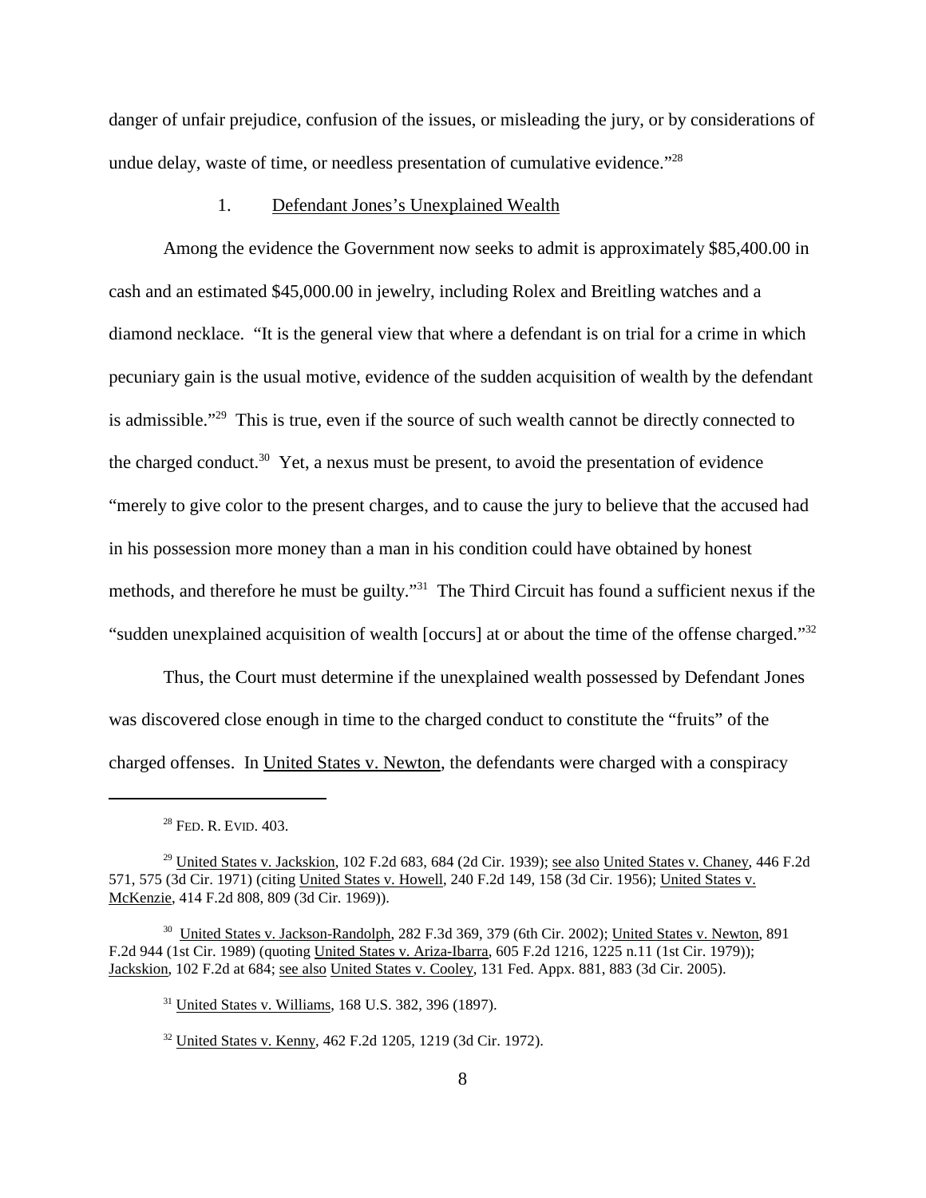danger of unfair prejudice, confusion of the issues, or misleading the jury, or by considerations of undue delay, waste of time, or needless presentation of cumulative evidence."[28]

1. Defendant Jones's Unexplained Wealth

Among the evidence the Government now seeks to admit is approximately $85,400.00 in cash and an estimated $45,000.00 in jewelry, including Rolex and Breitling watches and a diamond necklace. "It is the general view that where a defendant is on trial for a crime in which pecuniary gain is the usual motive, evidence of the sudden acquisition of wealth by the defendant is admissible."[29] This is true, even if the source of such wealth cannot be directly connected to the charged conduct.[30] Yet, a nexus must be present, to avoid the presentation of evidence "merely to give color to the present charges, and to cause the jury to believe that the accused had in his possession more money than a man in his condition could have obtained by honest methods, and therefore he must be guilty."[31] The Third Circuit has found a sufficient nexus if the "sudden unexplained acquisition of wealth [occurs] at or about the time of the offense charged."[32]

Thus, the Court must determine if the unexplained wealth possessed by Defendant Jones was discovered close enough in time to the charged conduct to constitute the "fruits" of the charged offenses. In United States v. Newton, the defendants were charged with a conspiracy

---

[28] FED. R. EVID. 403.

[29] United States v. Jackskion, 102 F.2d 683, 684 (2d Cir. 1939); see also United States v. Chaney, 446 F.2d 571, 575 (3d Cir. 1971) (citing United States v. Howell, 240 F.2d 149, 158 (3d Cir. 1956); United States v. McKenzie, 414 F.2d 808, 809 (3d Cir. 1969)).

[30] United States v. Jackson-Randolph, 282 F.3d 369, 379 (6th Cir. 2002); United States v. Newton, 891 F.2d 944 (1st Cir. 1989) (quoting United States v. Ariza-Ibarra, 605 F.2d 1216, 1225 n.11 (1st Cir. 1979)); Jackskion, 102 F.2d at 684; see also United States v. Cooley, 131 Fed. Appx. 881, 883 (3d Cir. 2005).

[31] United States v. Williams, 168 U.S. 382, 396 (1897).

[32] United States v. Kenny, 462 F.2d 1205, 1219 (3d Cir. 1972).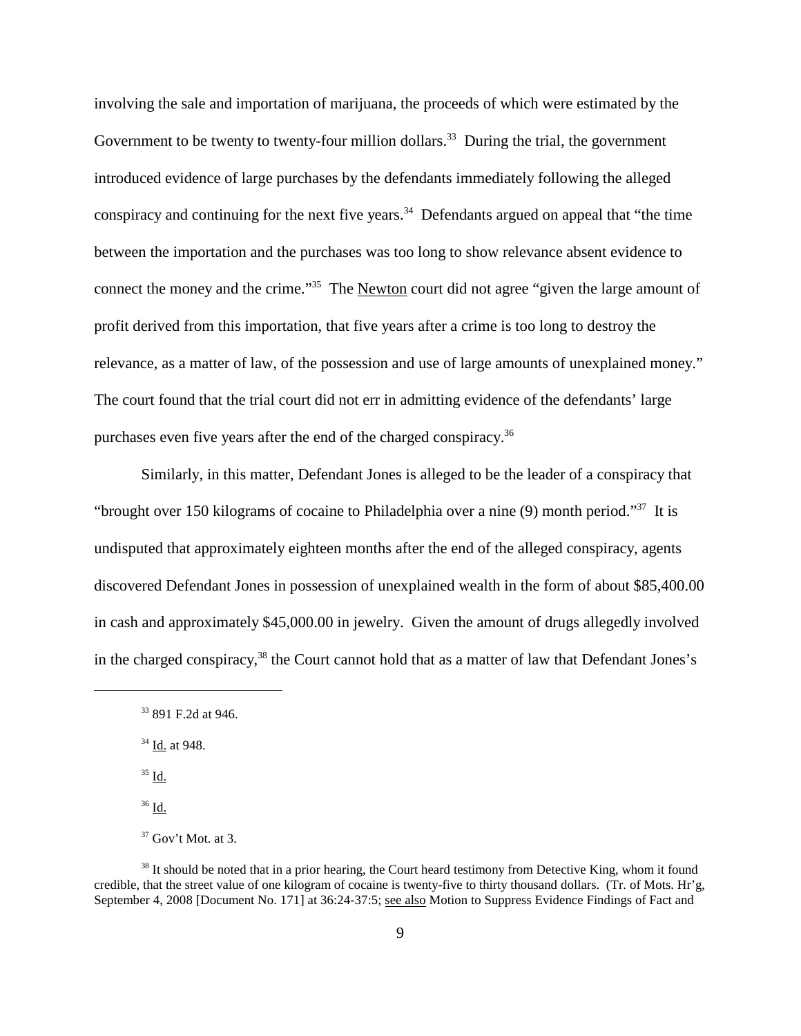involving the sale and importation of marijuana, the proceeds of which were estimated by the Government to be twenty to twenty-four million dollars.[33] During the trial, the government introduced evidence of large purchases by the defendants immediately following the alleged conspiracy and continuing for the next five years.[34] Defendants argued on appeal that "the time between the importation and the purchases was too long to show relevance absent evidence to connect the money and the crime."[35] The Newton court did not agree "given the large amount of profit derived from this importation, that five years after a crime is too long to destroy the relevance, as a matter of law, of the possession and use of large amounts of unexplained money." The court found that the trial court did not err in admitting evidence of the defendants' large purchases even five years after the end of the charged conspiracy.[36]

Similarly, in this matter, Defendant Jones is alleged to be the leader of a conspiracy that "brought over 150 kilograms of cocaine to Philadelphia over a nine (9) month period."[37] It is undisputed that approximately eighteen months after the end of the alleged conspiracy, agents discovered Defendant Jones in possession of unexplained wealth in the form of about $85,400.00 in cash and approximately $45,000.00 in jewelry. Given the amount of drugs allegedly involved in the charged conspiracy,[38] the Court cannot hold that as a matter of law that Defendant Jones's

---

[33] 891 F.2d at 946.

[34] Id. at 948.

[35] Id.

[36] Id.

[37] Gov't Mot. at 3.

[38] It should be noted that in a prior hearing, the Court heard testimony from Detective King, whom it found credible, that the street value of one kilogram of cocaine is twenty-five to thirty thousand dollars. (Tr. of Mots. Hr'g, September 4, 2008 [Document No. 171] at 36:24-37:5; see also Motion to Suppress Evidence Findings of Fact and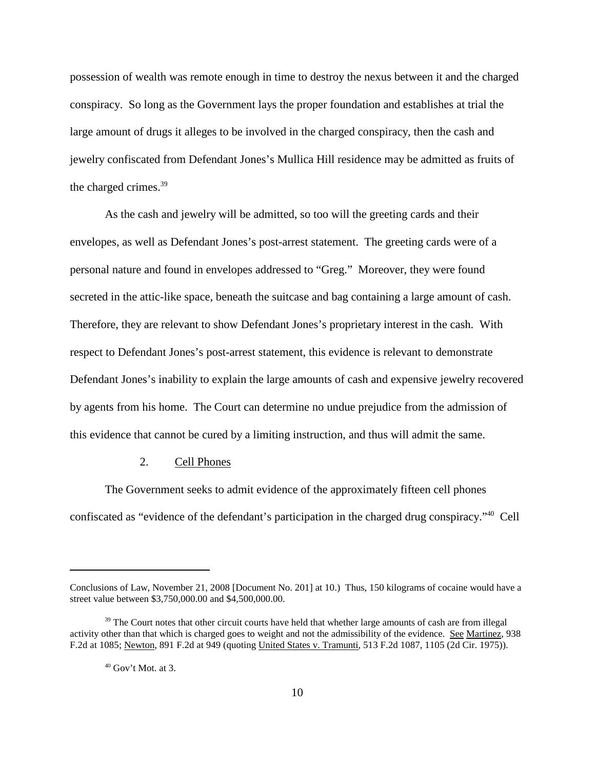possession of wealth was remote enough in time to destroy the nexus between it and the charged conspiracy. So long as the Government lays the proper foundation and establishes at trial the large amount of drugs it alleges to be involved in the charged conspiracy, then the cash and jewelry confiscated from Defendant Jones's Mullica Hill residence may be admitted as fruits of the charged crimes.[39]

As the cash and jewelry will be admitted, so too will the greeting cards and their envelopes, as well as Defendant Jones's post-arrest statement. The greeting cards were of a personal nature and found in envelopes addressed to "Greg." Moreover, they were found secreted in the attic-like space, beneath the suitcase and bag containing a large amount of cash. Therefore, they are relevant to show Defendant Jones's proprietary interest in the cash. With respect to Defendant Jones's post-arrest statement, this evidence is relevant to demonstrate Defendant Jones's inability to explain the large amounts of cash and expensive jewelry recovered by agents from his home. The Court can determine no undue prejudice from the admission of this evidence that cannot be cured by a limiting instruction, and thus will admit the same.

2. Cell Phones

The Government seeks to admit evidence of the approximately fifteen cell phones confiscated as "evidence of the defendant's participation in the charged drug conspiracy."[40] Cell

---

Conclusions of Law, November 21, 2008 [Document No. 201] at 10.) Thus, 150 kilograms of cocaine would have a street value between $3,750,000.00 and $4,500,000.00.

[39] The Court notes that other circuit courts have held that whether large amounts of cash are from illegal activity other than that which is charged goes to weight and not the admissibility of the evidence. See Martinez, 938 F.2d at 1085; Newton, 891 F.2d at 949 (quoting United States v. Tramunti, 513 F.2d 1087, 1105 (2d Cir. 1975)).

[40] Gov't Mot. at 3.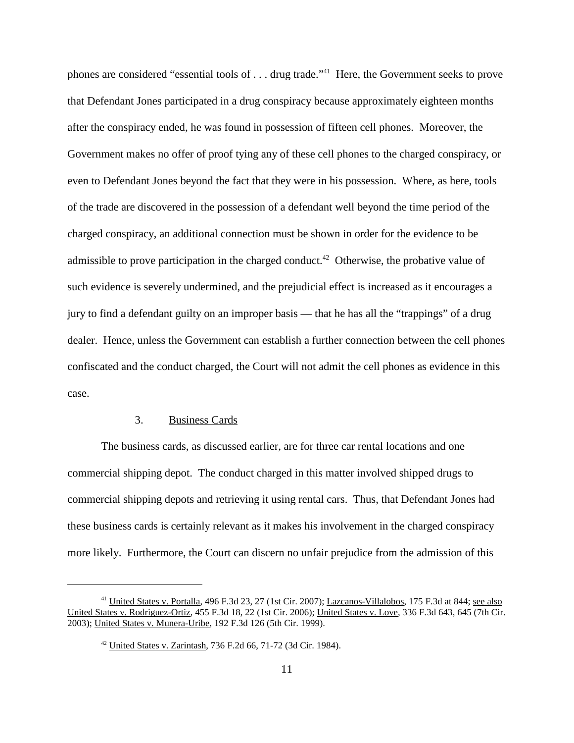phones are considered "essential tools of . . . drug trade."[41] Here, the Government seeks to prove that Defendant Jones participated in a drug conspiracy because approximately eighteen months after the conspiracy ended, he was found in possession of fifteen cell phones. Moreover, the Government makes no offer of proof tying any of these cell phones to the charged conspiracy, or even to Defendant Jones beyond the fact that they were in his possession. Where, as here, tools of the trade are discovered in the possession of a defendant well beyond the time period of the charged conspiracy, an additional connection must be shown in order for the evidence to be admissible to prove participation in the charged conduct.[42] Otherwise, the probative value of such evidence is severely undermined, and the prejudicial effect is increased as it encourages a jury to find a defendant guilty on an improper basis — that he has all the "trappings" of a drug dealer. Hence, unless the Government can establish a further connection between the cell phones confiscated and the conduct charged, the Court will not admit the cell phones as evidence in this case.

### 3. Business Cards

The business cards, as discussed earlier, are for three car rental locations and one commercial shipping depot. The conduct charged in this matter involved shipped drugs to commercial shipping depots and retrieving it using rental cars. Thus, that Defendant Jones had these business cards is certainly relevant as it makes his involvement in the charged conspiracy more likely. Furthermore, the Court can discern no unfair prejudice from the admission of this

---

[41] United States v. Portalla, 496 F.3d 23, 27 (1st Cir. 2007); Lazcanos-Villalobos, 175 F.3d at 844; see also United States v. Rodriguez-Ortiz, 455 F.3d 18, 22 (1st Cir. 2006); United States v. Love, 336 F.3d 643, 645 (7th Cir. 2003); United States v. Munera-Uribe, 192 F.3d 126 (5th Cir. 1999).

[42] United States v. Zarintash, 736 F.2d 66, 71-72 (3d Cir. 1984).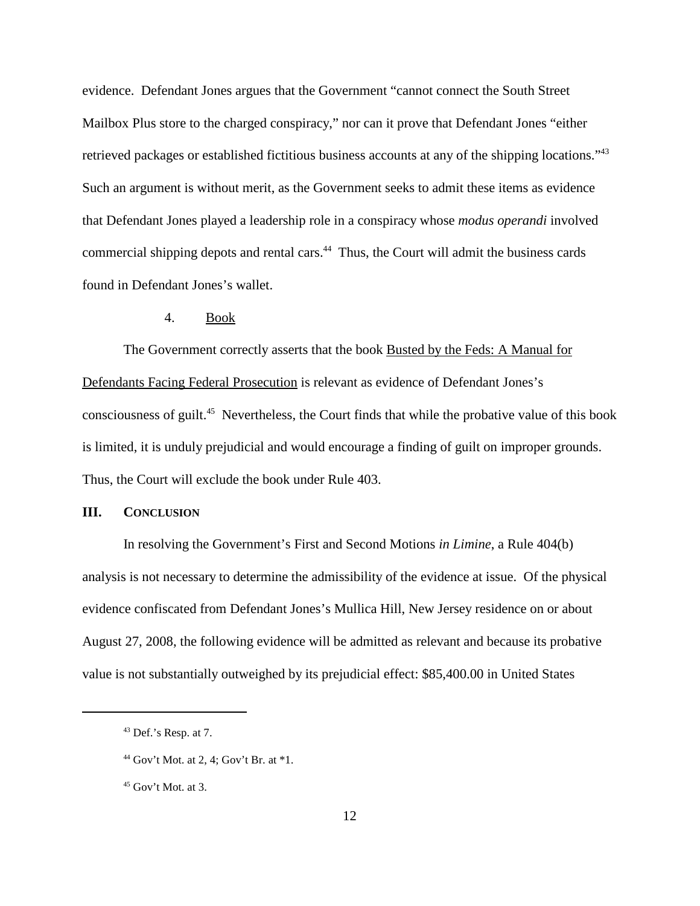evidence. Defendant Jones argues that the Government "cannot connect the South Street Mailbox Plus store to the charged conspiracy," nor can it prove that Defendant Jones "either retrieved packages or established fictitious business accounts at any of the shipping locations."[43] Such an argument is without merit, as the Government seeks to admit these items as evidence that Defendant Jones played a leadership role in a conspiracy whose *modus operandi* involved commercial shipping depots and rental cars.[44] Thus, the Court will admit the business cards found in Defendant Jones's wallet.

4. Book

The Government correctly asserts that the book Busted by the Feds: A Manual for Defendants Facing Federal Prosecution is relevant as evidence of Defendant Jones's consciousness of guilt.[45] Nevertheless, the Court finds that while the probative value of this book is limited, it is unduly prejudicial and would encourage a finding of guilt on improper grounds. Thus, the Court will exclude the book under Rule 403.

## III. Conclusion

In resolving the Government's First and Second Motions *in Limine*, a Rule 404(b) analysis is not necessary to determine the admissibility of the evidence at issue. Of the physical evidence confiscated from Defendant Jones's Mullica Hill, New Jersey residence on or about August 27, 2008, the following evidence will be admitted as relevant and because its probative value is not substantially outweighed by its prejudicial effect: $85,400.00 in United States

---

[43] Def.'s Resp. at 7.

[44] Gov't Mot. at 2, 4; Gov't Br. at *1.

[45] Gov't Mot. at 3.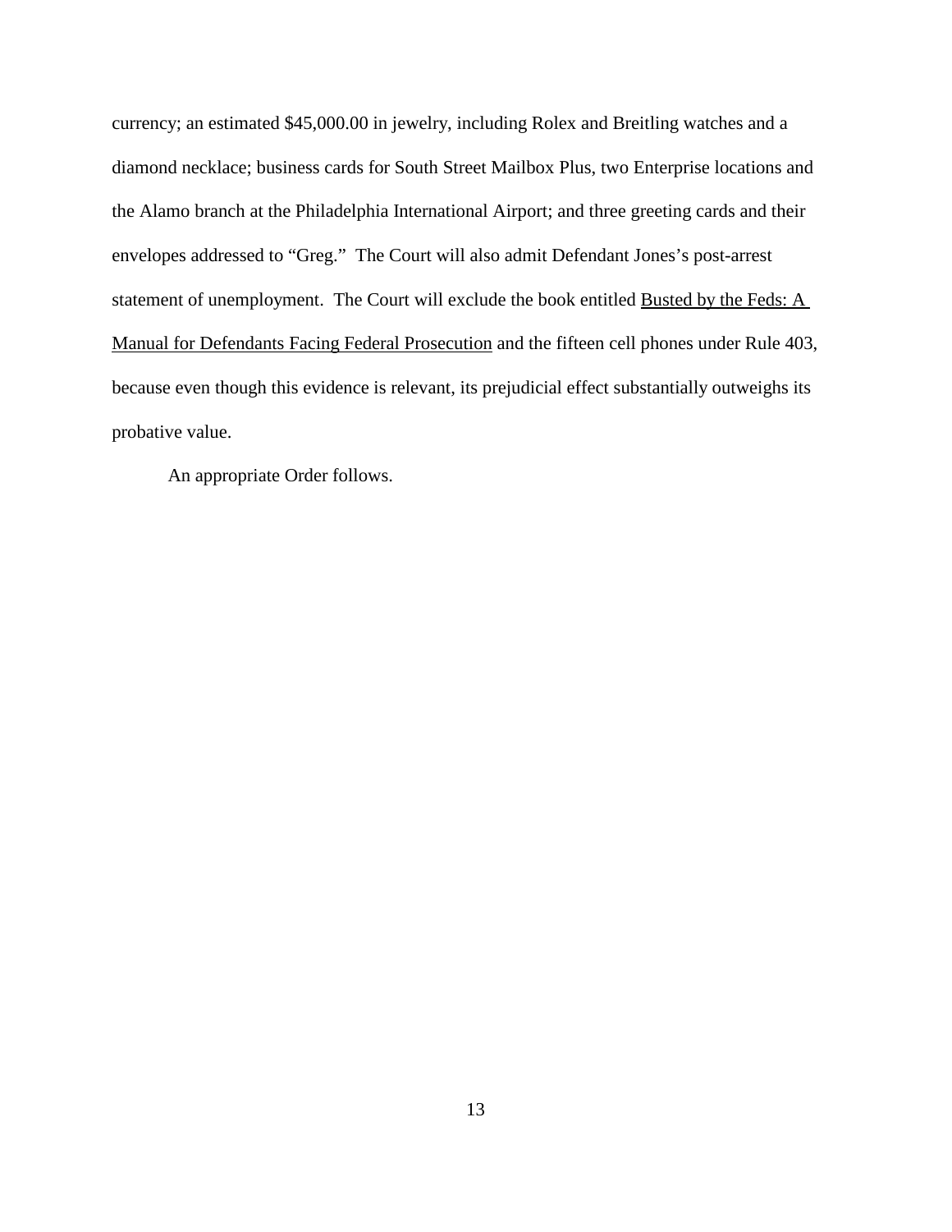currency; an estimated $45,000.00 in jewelry, including Rolex and Breitling watches and a diamond necklace; business cards for South Street Mailbox Plus, two Enterprise locations and the Alamo branch at the Philadelphia International Airport; and three greeting cards and their envelopes addressed to "Greg." The Court will also admit Defendant Jones's post-arrest statement of unemployment. The Court will exclude the book entitled Busted by the Feds: A Manual for Defendants Facing Federal Prosecution and the fifteen cell phones under Rule 403, because even though this evidence is relevant, its prejudicial effect substantially outweighs its probative value.

An appropriate Order follows.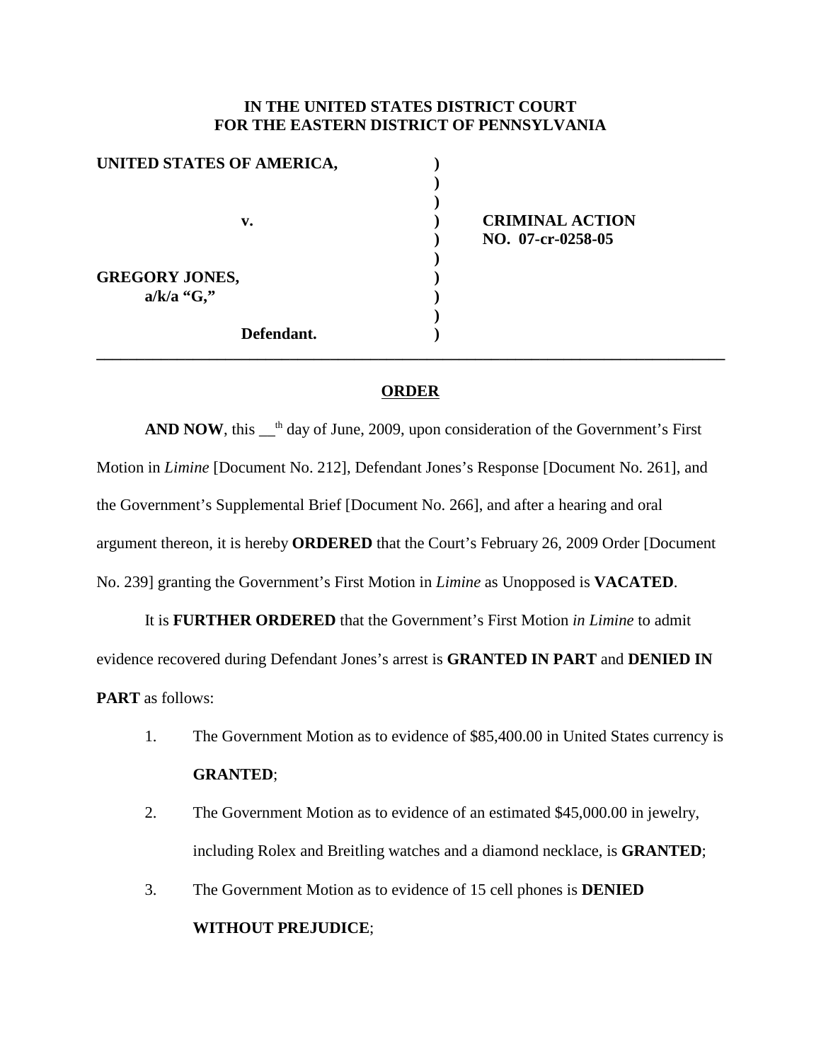**IN THE UNITED STATES DISTRICT COURT**
**FOR THE EASTERN DISTRICT OF PENNSYLVANIA**

| | | |
|---|---|---|
| **UNITED STATES OF AMERICA,** | ) | |
| | ) | |
| **v.** | ) | **CRIMINAL ACTION NO. 07-cr-0258-05** |
| | ) | |
| **GREGORY JONES, a/k/a "G,"** | ) | |
| | ) | |
| **Defendant.** | ) | |

## ORDER

**AND NOW**, this __th day of June, 2009, upon consideration of the Government's First Motion in *Limine* [Document No. 212], Defendant Jones's Response [Document No. 261], and the Government's Supplemental Brief [Document No. 266], and after a hearing and oral argument thereon, it is hereby **ORDERED** that the Court's February 26, 2009 Order [Document No. 239] granting the Government's First Motion in *Limine* as Unopposed is **VACATED**.

It is **FURTHER ORDERED** that the Government's First Motion *in Limine* to admit evidence recovered during Defendant Jones's arrest is **GRANTED IN PART** and **DENIED IN PART** as follows:

1. The Government Motion as to evidence of $85,400.00 in United States currency is **GRANTED**;
2. The Government Motion as to evidence of an estimated $45,000.00 in jewelry, including Rolex and Breitling watches and a diamond necklace, is **GRANTED**;
3. The Government Motion as to evidence of 15 cell phones is **DENIED WITHOUT PREJUDICE**;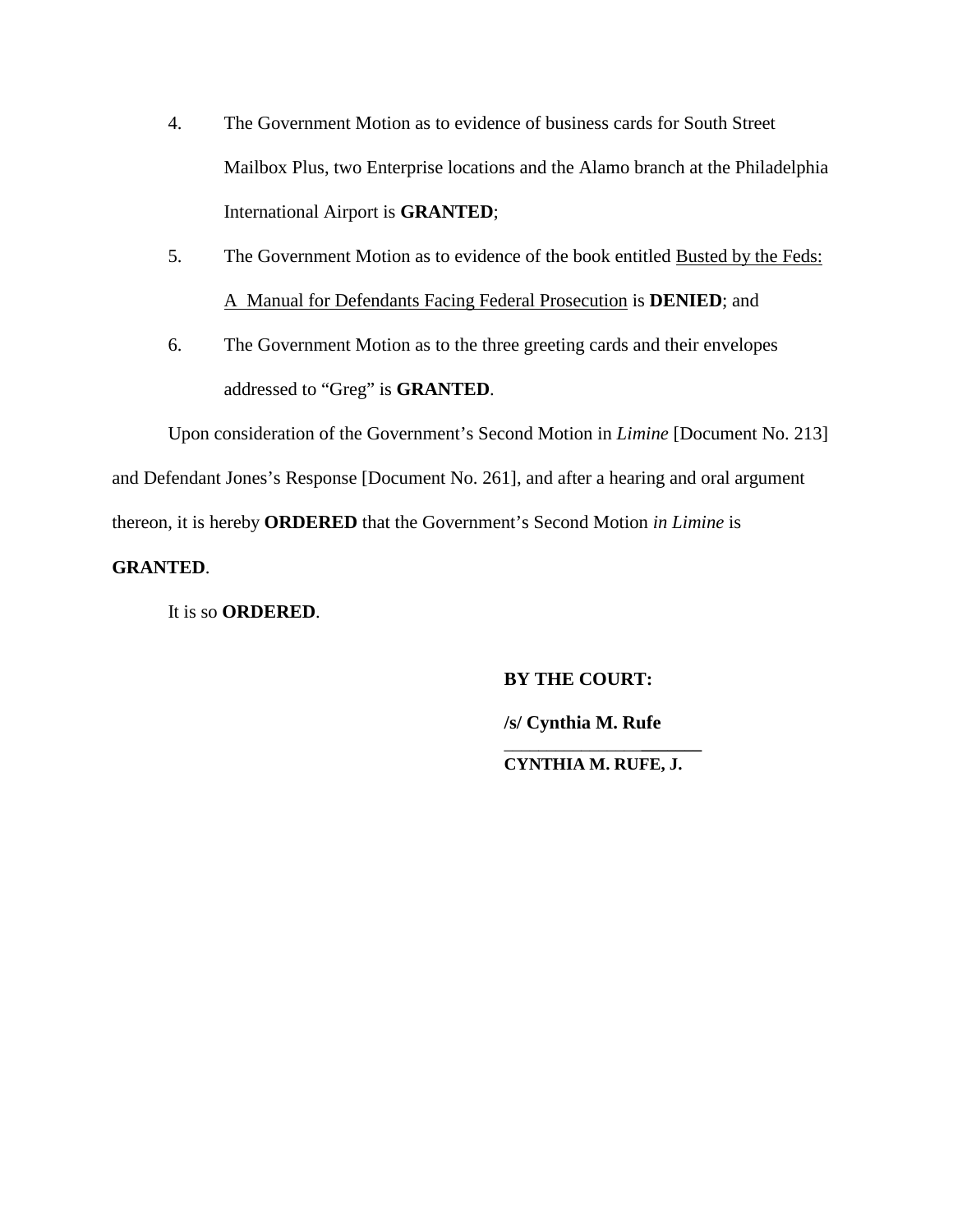4. The Government Motion as to evidence of business cards for South Street Mailbox Plus, two Enterprise locations and the Alamo branch at the Philadelphia International Airport is **GRANTED**;

5. The Government Motion as to evidence of the book entitled Busted by the Feds: A Manual for Defendants Facing Federal Prosecution is **DENIED**; and

6. The Government Motion as to the three greeting cards and their envelopes addressed to "Greg" is **GRANTED**.

Upon consideration of the Government's Second Motion in *Limine* [Document No. 213] and Defendant Jones's Response [Document No. 261], and after a hearing and oral argument thereon, it is hereby **ORDERED** that the Government's Second Motion *in Limine* is **GRANTED**.

It is so **ORDERED**.

**BY THE COURT:**

**/s/ Cynthia M. Rufe**

**CYNTHIA M. RUFE, J.**